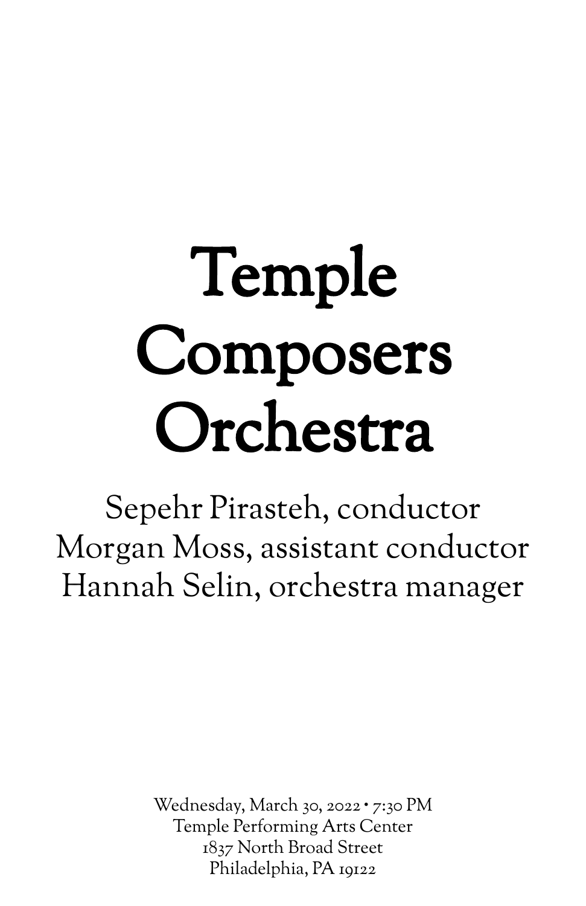# Temple Composers Orchestra

Sepehr Pirasteh, conductor
Morgan Moss, assistant conductor
Hannah Selin, orchestra manager

Wednesday, March 30, 2022 • 7:30 PM
Temple Performing Arts Center
1837 North Broad Street
Philadelphia, PA 19122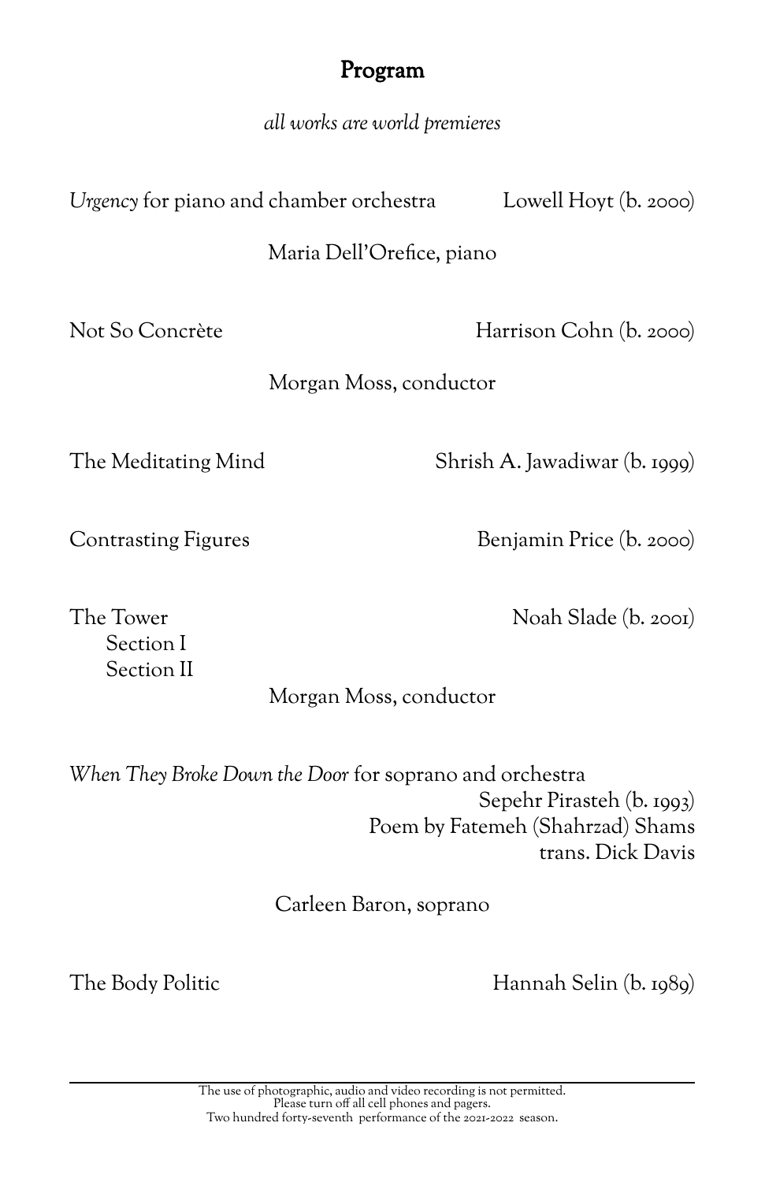# Program

*all works are world premieres*

*Urgency* for piano and chamber orchestra — Lowell Hoyt (b. 2000)

Maria Dell'Orefice, piano

Not So Concrète — Harrison Cohn (b. 2000)

Morgan Moss, conductor

The Meditating Mind — Shrish A. Jawadiwar (b. 1999)

Contrasting Figures — Benjamin Price (b. 2000)

The Tower — Noah Slade (b. 2001)

- Section I
- Section II

Morgan Moss, conductor

*When They Broke Down the Door* for soprano and orchestra

Sepehr Pirasteh (b. 1993)
Poem by Fatemeh (Shahrzad) Shams
trans. Dick Davis

Carleen Baron, soprano

The Body Politic — Hannah Selin (b. 1989)

---

The use of photographic, audio and video recording is not permitted.
Please turn off all cell phones and pagers.
Two hundred forty-seventh performance of the 2021-2022 season.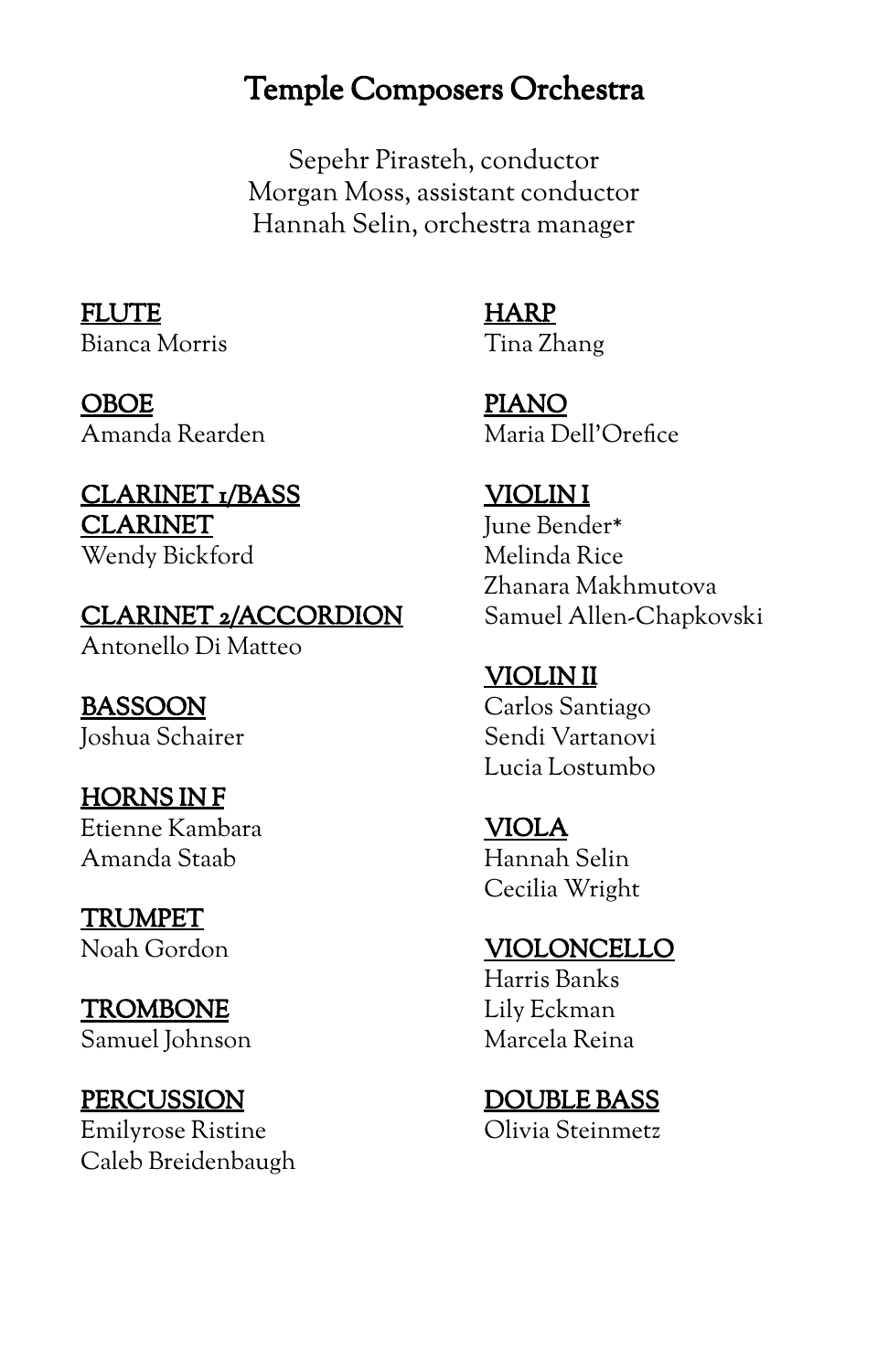# Temple Composers Orchestra

Sepehr Pirasteh, conductor
Morgan Moss, assistant conductor
Hannah Selin, orchestra manager

**FLUTE**
Bianca Morris

**OBOE**
Amanda Rearden

**CLARINET 1/BASS CLARINET**
Wendy Bickford

**CLARINET 2/ACCORDION**
Antonello Di Matteo

**BASSOON**
Joshua Schairer

**HORNS IN F**
Etienne Kambara
Amanda Staab

**TRUMPET**
Noah Gordon

**TROMBONE**
Samuel Johnson

**PERCUSSION**
Emilyrose Ristine
Caleb Breidenbaugh

**HARP**
Tina Zhang

**PIANO**
Maria Dell'Orefice

**VIOLIN I**
June Bender*
Melinda Rice
Zhanara Makhmutova
Samuel Allen-Chapkovski

**VIOLIN II**
Carlos Santiago
Sendi Vartanovi
Lucia Lostumbo

**VIOLA**
Hannah Selin
Cecilia Wright

**VIOLONCELLO**
Harris Banks
Lily Eckman
Marcela Reina

**DOUBLE BASS**
Olivia Steinmetz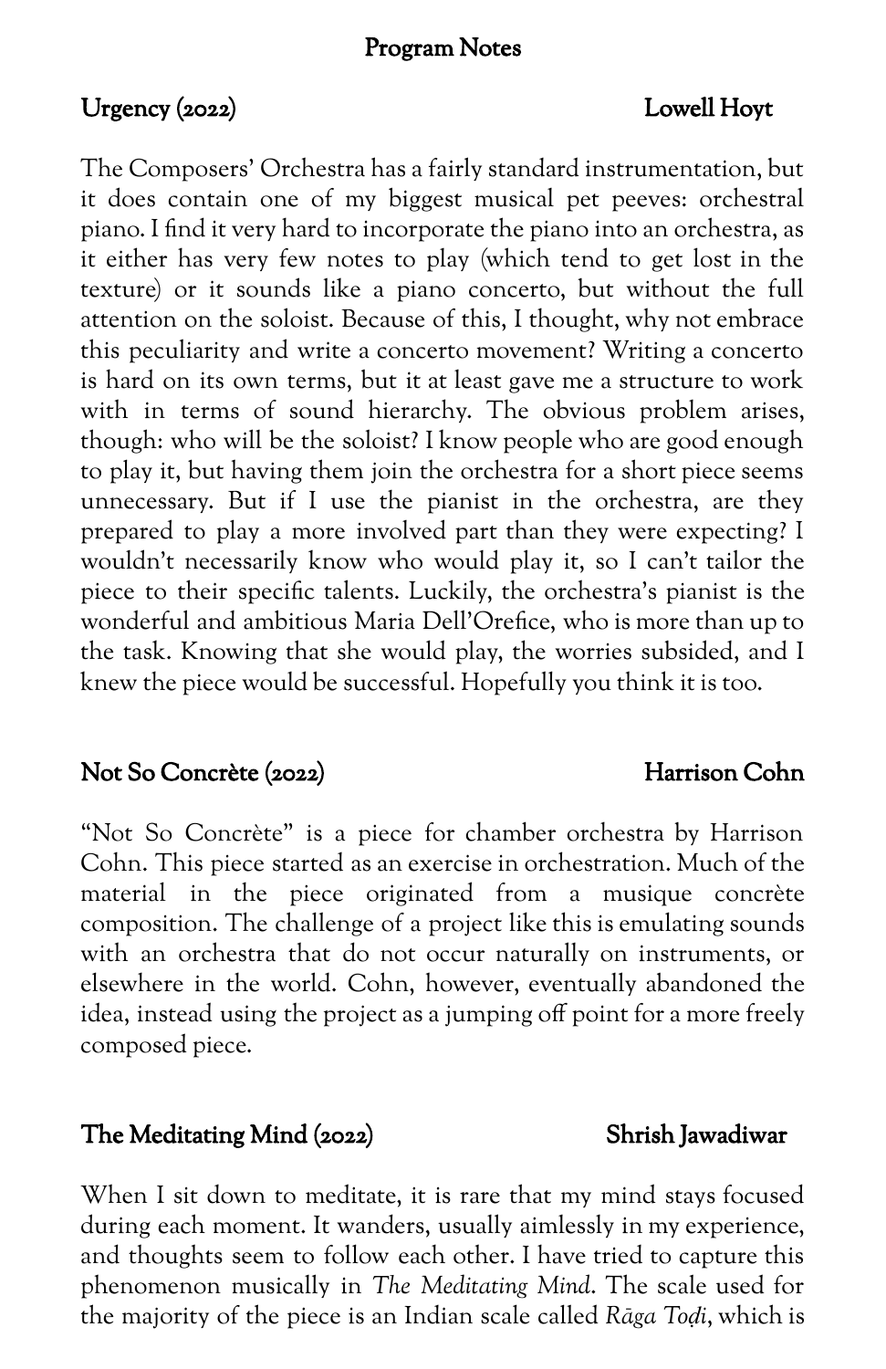## Program Notes

### Urgency (2022) — Lowell Hoyt

The Composers' Orchestra has a fairly standard instrumentation, but it does contain one of my biggest musical pet peeves: orchestral piano. I find it very hard to incorporate the piano into an orchestra, as it either has very few notes to play (which tend to get lost in the texture) or it sounds like a piano concerto, but without the full attention on the soloist. Because of this, I thought, why not embrace this peculiarity and write a concerto movement? Writing a concerto is hard on its own terms, but it at least gave me a structure to work with in terms of sound hierarchy. The obvious problem arises, though: who will be the soloist? I know people who are good enough to play it, but having them join the orchestra for a short piece seems unnecessary. But if I use the pianist in the orchestra, are they prepared to play a more involved part than they were expecting? I wouldn't necessarily know who would play it, so I can't tailor the piece to their specific talents. Luckily, the orchestra's pianist is the wonderful and ambitious Maria Dell'Orefice, who is more than up to the task. Knowing that she would play, the worries subsided, and I knew the piece would be successful. Hopefully you think it is too.

### Not So Concrète (2022) — Harrison Cohn

"Not So Concrète" is a piece for chamber orchestra by Harrison Cohn. This piece started as an exercise in orchestration. Much of the material in the piece originated from a musique concrète composition. The challenge of a project like this is emulating sounds with an orchestra that do not occur naturally on instruments, or elsewhere in the world. Cohn, however, eventually abandoned the idea, instead using the project as a jumping off point for a more freely composed piece.

### The Meditating Mind (2022) — Shrish Jawadiwar

When I sit down to meditate, it is rare that my mind stays focused during each moment. It wanders, usually aimlessly in my experience, and thoughts seem to follow each other. I have tried to capture this phenomenon musically in *The Meditating Mind*. The scale used for the majority of the piece is an Indian scale called *Rāga Toḍi*, which is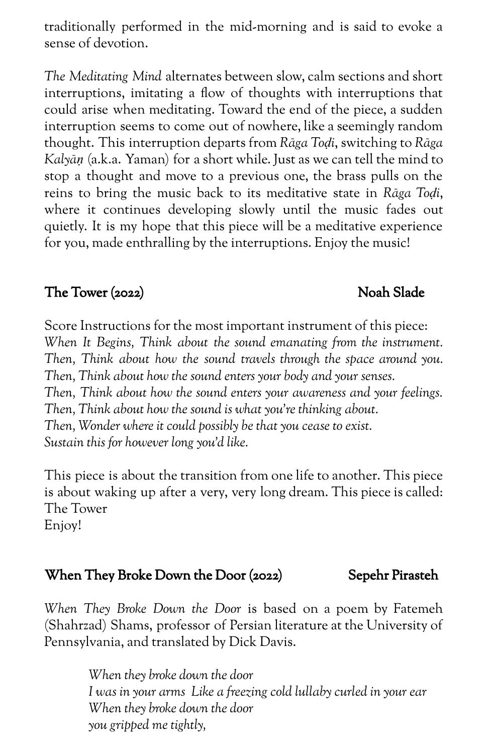traditionally performed in the mid-morning and is said to evoke a sense of devotion.

*The Meditating Mind* alternates between slow, calm sections and short interruptions, imitating a flow of thoughts with interruptions that could arise when meditating. Toward the end of the piece, a sudden interruption seems to come out of nowhere, like a seemingly random thought. This interruption departs from *Rāga Toḍi*, switching to *Rāga Kalyāṇ* (a.k.a. Yaman) for a short while. Just as we can tell the mind to stop a thought and move to a previous one, the brass pulls on the reins to bring the music back to its meditative state in *Rāga Toḍi*, where it continues developing slowly until the music fades out quietly. It is my hope that this piece will be a meditative experience for you, made enthralling by the interruptions. Enjoy the music!

## The Tower (2022) — Noah Slade

Score Instructions for the most important instrument of this piece:
*When It Begins, Think about the sound emanating from the instrument.*
*Then, Think about how the sound travels through the space around you.*
*Then, Think about how the sound enters your body and your senses.*
*Then, Think about how the sound enters your awareness and your feelings.*
*Then, Think about how the sound is what you're thinking about.*
*Then, Wonder where it could possibly be that you cease to exist.*
*Sustain this for however long you'd like.*

This piece is about the transition from one life to another. This piece is about waking up after a very, very long dream. This piece is called:
The Tower
Enjoy!

## When They Broke Down the Door (2022) — Sepehr Pirasteh

*When They Broke Down the Door* is based on a poem by Fatemeh (Shahrzad) Shams, professor of Persian literature at the University of Pennsylvania, and translated by Dick Davis.

> *When they broke down the door*
> *I was in your arms  Like a freezing cold lullaby curled in your ear*
> *When they broke down the door*
> *you gripped me tightly,*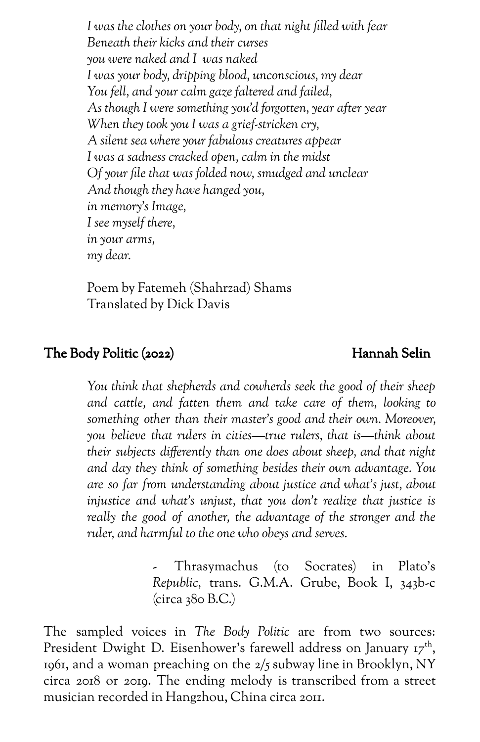*I was the clothes on your body, on that night filled with fear*
*Beneath their kicks and their curses*
*you were naked and I was naked*
*I was your body, dripping blood, unconscious, my dear*
*You fell, and your calm gaze faltered and failed,*
*As though I were something you'd forgotten, year after year*
*When they took you I was a grief-stricken cry,*
*A silent sea where your fabulous creatures appear*
*I was a sadness cracked open, calm in the midst*
*Of your file that was folded now, smudged and unclear*
*And though they have hanged you,*
*in memory's Image,*
*I see myself there,*
*in your arms,*
*my dear.*

Poem by Fatemeh (Shahrzad) Shams
Translated by Dick Davis

## The Body Politic (2022) — Hannah Selin

> *You think that shepherds and cowherds seek the good of their sheep and cattle, and fatten them and take care of them, looking to something other than their master's good and their own. Moreover, you believe that rulers in cities—true rulers, that is—think about their subjects differently than one does about sheep, and that night and day they think of something besides their own advantage. You are so far from understanding about justice and what's just, about injustice and what's unjust, that you don't realize that justice is really the good of another, the advantage of the stronger and the ruler, and harmful to the one who obeys and serves.*
>
> - Thrasymachus (to Socrates) in Plato's *Republic*, trans. G.M.A. Grube, Book I, 343b-c (circa 380 B.C.)

The sampled voices in *The Body Politic* are from two sources: President Dwight D. Eisenhower's farewell address on January 17th, 1961, and a woman preaching on the 2/5 subway line in Brooklyn, NY circa 2018 or 2019. The ending melody is transcribed from a street musician recorded in Hangzhou, China circa 2011.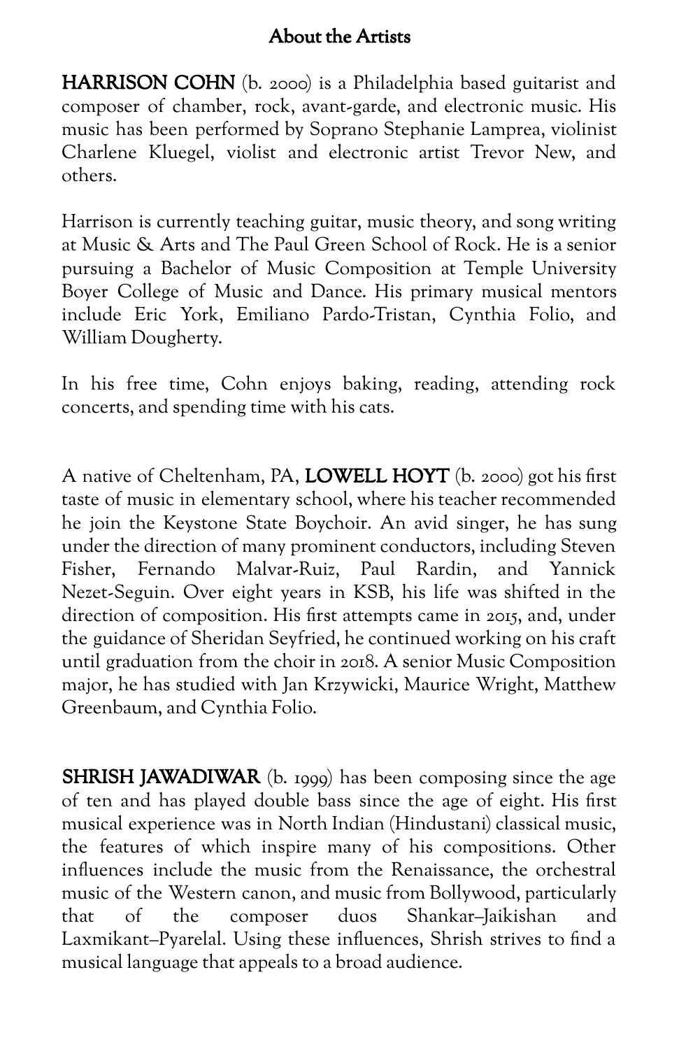## About the Artists

**HARRISON COHN** (b. 2000) is a Philadelphia based guitarist and composer of chamber, rock, avant-garde, and electronic music. His music has been performed by Soprano Stephanie Lamprea, violinist Charlene Kluegel, violist and electronic artist Trevor New, and others.

Harrison is currently teaching guitar, music theory, and song writing at Music & Arts and The Paul Green School of Rock. He is a senior pursuing a Bachelor of Music Composition at Temple University Boyer College of Music and Dance. His primary musical mentors include Eric York, Emiliano Pardo-Tristan, Cynthia Folio, and William Dougherty.

In his free time, Cohn enjoys baking, reading, attending rock concerts, and spending time with his cats.

A native of Cheltenham, PA, **LOWELL HOYT** (b. 2000) got his first taste of music in elementary school, where his teacher recommended he join the Keystone State Boychoir. An avid singer, he has sung under the direction of many prominent conductors, including Steven Fisher, Fernando Malvar-Ruiz, Paul Rardin, and Yannick Nezet-Seguin. Over eight years in KSB, his life was shifted in the direction of composition. His first attempts came in 2015, and, under the guidance of Sheridan Seyfried, he continued working on his craft until graduation from the choir in 2018. A senior Music Composition major, he has studied with Jan Krzywicki, Maurice Wright, Matthew Greenbaum, and Cynthia Folio.

**SHRISH JAWADIWAR** (b. 1999) has been composing since the age of ten and has played double bass since the age of eight. His first musical experience was in North Indian (Hindustani) classical music, the features of which inspire many of his compositions. Other influences include the music from the Renaissance, the orchestral music of the Western canon, and music from Bollywood, particularly that of the composer duos Shankar–Jaikishan and Laxmikant–Pyarelal. Using these influences, Shrish strives to find a musical language that appeals to a broad audience.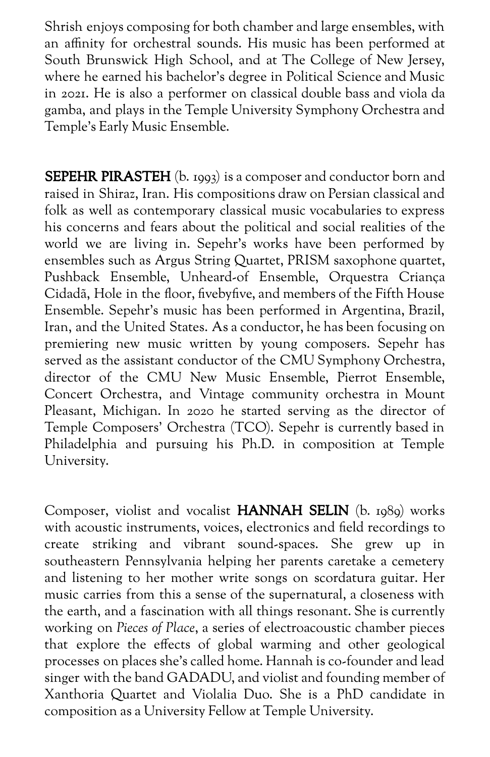Shrish enjoys composing for both chamber and large ensembles, with an affinity for orchestral sounds. His music has been performed at South Brunswick High School, and at The College of New Jersey, where he earned his bachelor's degree in Political Science and Music in 2021. He is also a performer on classical double bass and viola da gamba, and plays in the Temple University Symphony Orchestra and Temple's Early Music Ensemble.

**SEPEHR PIRASTEH** (b. 1993) is a composer and conductor born and raised in Shiraz, Iran. His compositions draw on Persian classical and folk as well as contemporary classical music vocabularies to express his concerns and fears about the political and social realities of the world we are living in. Sepehr's works have been performed by ensembles such as Argus String Quartet, PRISM saxophone quartet, Pushback Ensemble, Unheard-of Ensemble, Orquestra Criança Cidadã, Hole in the floor, fivebyfive, and members of the Fifth House Ensemble. Sepehr's music has been performed in Argentina, Brazil, Iran, and the United States. As a conductor, he has been focusing on premiering new music written by young composers. Sepehr has served as the assistant conductor of the CMU Symphony Orchestra, director of the CMU New Music Ensemble, Pierrot Ensemble, Concert Orchestra, and Vintage community orchestra in Mount Pleasant, Michigan. In 2020 he started serving as the director of Temple Composers' Orchestra (TCO). Sepehr is currently based in Philadelphia and pursuing his Ph.D. in composition at Temple University.

Composer, violist and vocalist **HANNAH SELIN** (b. 1989) works with acoustic instruments, voices, electronics and field recordings to create striking and vibrant sound-spaces. She grew up in southeastern Pennsylvania helping her parents caretake a cemetery and listening to her mother write songs on scordatura guitar. Her music carries from this a sense of the supernatural, a closeness with the earth, and a fascination with all things resonant. She is currently working on *Pieces of Place*, a series of electroacoustic chamber pieces that explore the effects of global warming and other geological processes on places she's called home. Hannah is co-founder and lead singer with the band GADADU, and violist and founding member of Xanthoria Quartet and Violalia Duo. She is a PhD candidate in composition as a University Fellow at Temple University.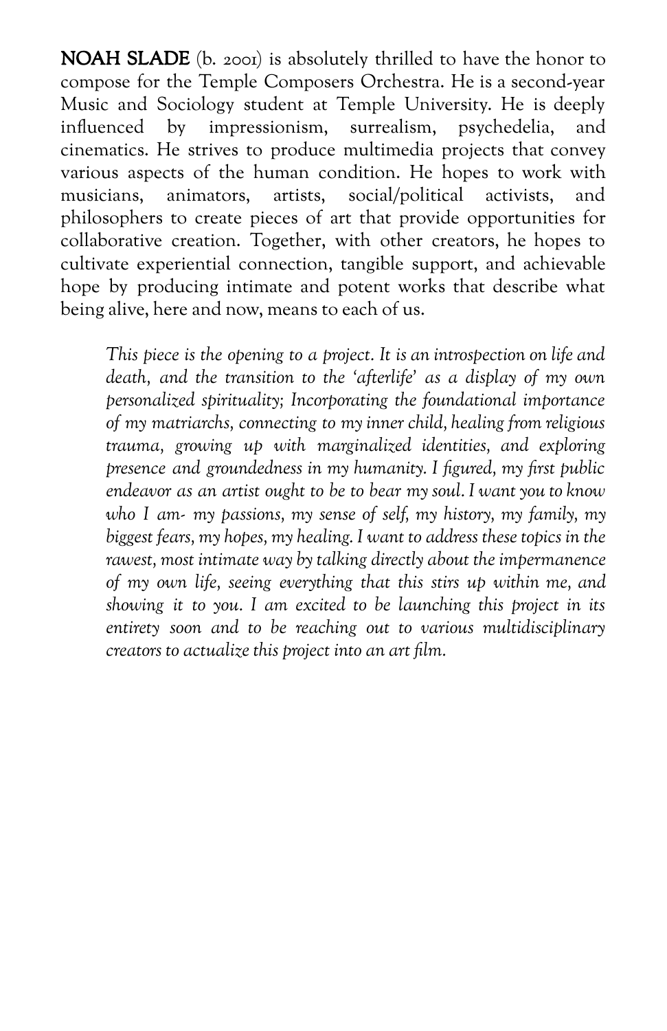**NOAH SLADE** (b. 2001) is absolutely thrilled to have the honor to compose for the Temple Composers Orchestra. He is a second-year Music and Sociology student at Temple University. He is deeply influenced by impressionism, surrealism, psychedelia, and cinematics. He strives to produce multimedia projects that convey various aspects of the human condition. He hopes to work with musicians, animators, artists, social/political activists, and philosophers to create pieces of art that provide opportunities for collaborative creation. Together, with other creators, he hopes to cultivate experiential connection, tangible support, and achievable hope by producing intimate and potent works that describe what being alive, here and now, means to each of us.

> *This piece is the opening to a project. It is an introspection on life and death, and the transition to the 'afterlife' as a display of my own personalized spirituality; Incorporating the foundational importance of my matriarchs, connecting to my inner child, healing from religious trauma, growing up with marginalized identities, and exploring presence and groundedness in my humanity. I figured, my first public endeavor as an artist ought to be to bear my soul. I want you to know who I am- my passions, my sense of self, my history, my family, my biggest fears, my hopes, my healing. I want to address these topics in the rawest, most intimate way by talking directly about the impermanence of my own life, seeing everything that this stirs up within me, and showing it to you. I am excited to be launching this project in its entirety soon and to be reaching out to various multidisciplinary creators to actualize this project into an art film.*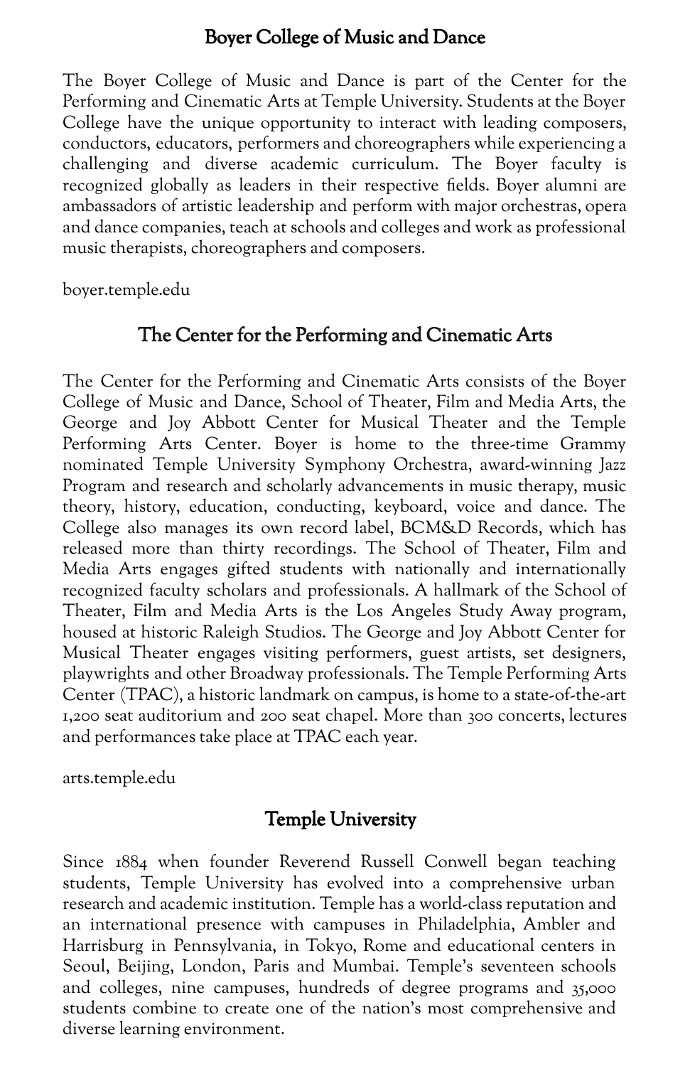## Boyer College of Music and Dance

The Boyer College of Music and Dance is part of the Center for the Performing and Cinematic Arts at Temple University. Students at the Boyer College have the unique opportunity to interact with leading composers, conductors, educators, performers and choreographers while experiencing a challenging and diverse academic curriculum. The Boyer faculty is recognized globally as leaders in their respective fields. Boyer alumni are ambassadors of artistic leadership and perform with major orchestras, opera and dance companies, teach at schools and colleges and work as professional music therapists, choreographers and composers.

boyer.temple.edu

## The Center for the Performing and Cinematic Arts

The Center for the Performing and Cinematic Arts consists of the Boyer College of Music and Dance, School of Theater, Film and Media Arts, the George and Joy Abbott Center for Musical Theater and the Temple Performing Arts Center. Boyer is home to the three-time Grammy nominated Temple University Symphony Orchestra, award-winning Jazz Program and research and scholarly advancements in music therapy, music theory, history, education, conducting, keyboard, voice and dance. The College also manages its own record label, BCM&D Records, which has released more than thirty recordings. The School of Theater, Film and Media Arts engages gifted students with nationally and internationally recognized faculty scholars and professionals. A hallmark of the School of Theater, Film and Media Arts is the Los Angeles Study Away program, housed at historic Raleigh Studios. The George and Joy Abbott Center for Musical Theater engages visiting performers, guest artists, set designers, playwrights and other Broadway professionals. The Temple Performing Arts Center (TPAC), a historic landmark on campus, is home to a state-of-the-art 1,200 seat auditorium and 200 seat chapel. More than 300 concerts, lectures and performances take place at TPAC each year.

arts.temple.edu

## Temple University

Since 1884 when founder Reverend Russell Conwell began teaching students, Temple University has evolved into a comprehensive urban research and academic institution. Temple has a world-class reputation and an international presence with campuses in Philadelphia, Ambler and Harrisburg in Pennsylvania, in Tokyo, Rome and educational centers in Seoul, Beijing, London, Paris and Mumbai. Temple's seventeen schools and colleges, nine campuses, hundreds of degree programs and 35,000 students combine to create one of the nation's most comprehensive and diverse learning environment.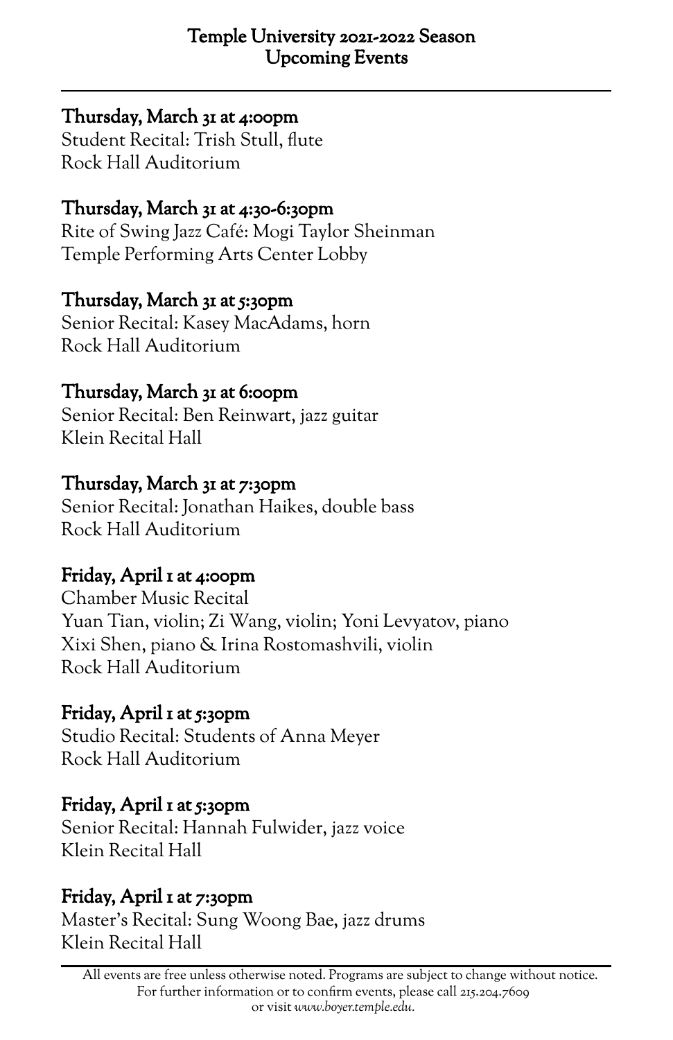## Temple University 2021-2022 Season
## Upcoming Events

**Thursday, March 31 at 4:00pm**
Student Recital: Trish Stull, flute
Rock Hall Auditorium

**Thursday, March 31 at 4:30-6:30pm**
Rite of Swing Jazz Café: Mogi Taylor Sheinman
Temple Performing Arts Center Lobby

**Thursday, March 31 at 5:30pm**
Senior Recital: Kasey MacAdams, horn
Rock Hall Auditorium

**Thursday, March 31 at 6:00pm**
Senior Recital: Ben Reinwart, jazz guitar
Klein Recital Hall

**Thursday, March 31 at 7:30pm**
Senior Recital: Jonathan Haikes, double bass
Rock Hall Auditorium

**Friday, April 1 at 4:00pm**
Chamber Music Recital
Yuan Tian, violin; Zi Wang, violin; Yoni Levyatov, piano
Xixi Shen, piano & Irina Rostomashvili, violin
Rock Hall Auditorium

**Friday, April 1 at 5:30pm**
Studio Recital: Students of Anna Meyer
Rock Hall Auditorium

**Friday, April 1 at 5:30pm**
Senior Recital: Hannah Fulwider, jazz voice
Klein Recital Hall

**Friday, April 1 at 7:30pm**
Master's Recital: Sung Woong Bae, jazz drums
Klein Recital Hall

All events are free unless otherwise noted. Programs are subject to change without notice.
For further information or to confirm events, please call 215.204.7609
or visit *www.boyer.temple.edu*.